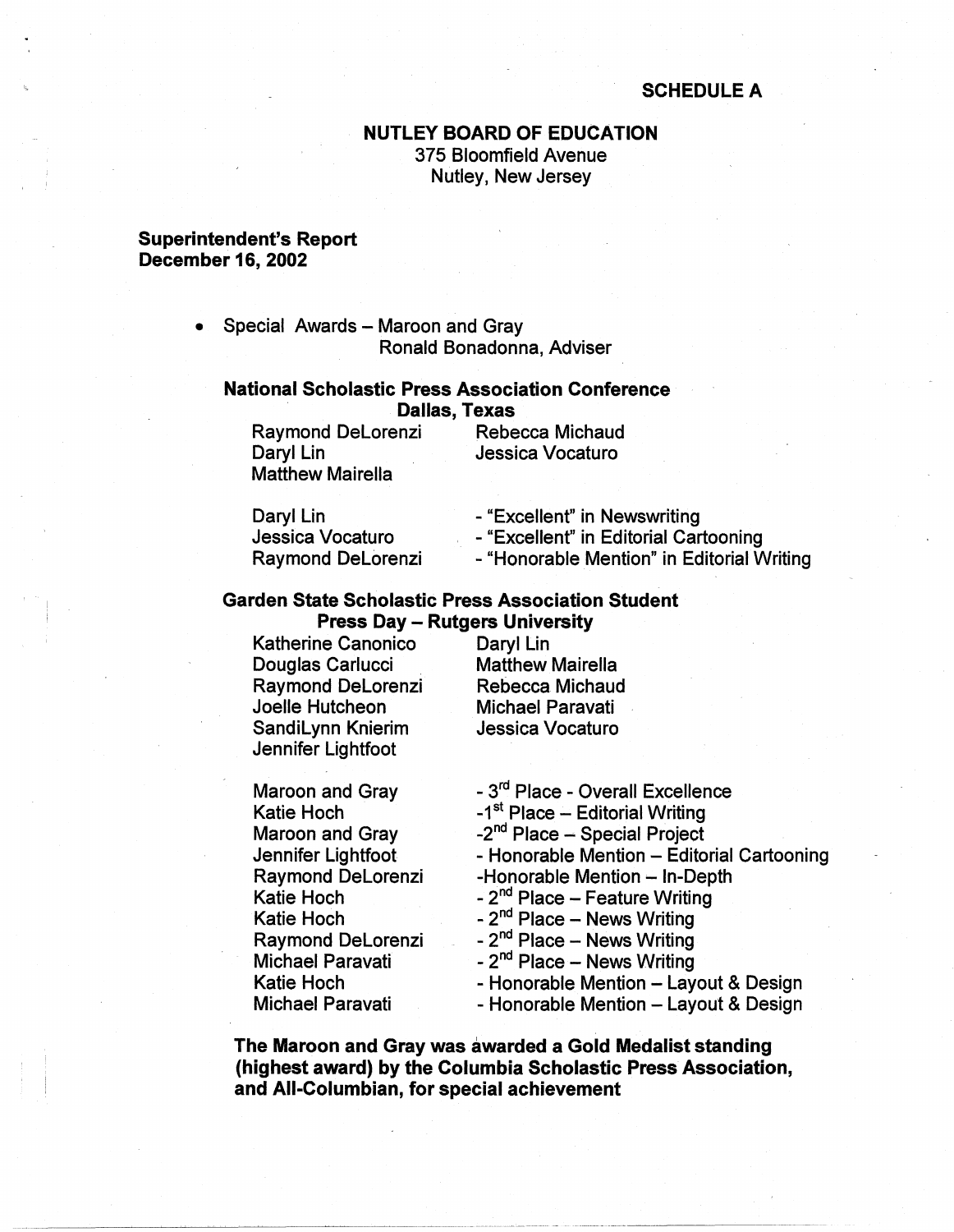**SCHEDULE A**

# NUTLEY BOARD OF EDUCATION

375 Bloomfield Avenue
Nutley, New Jersey

**Superintendent's Report**
**December 16, 2002**

- Special Awards – Maroon and Gray
  Ronald Bonadonna, Adviser

## National Scholastic Press Association Conference
## Dallas, Texas

Raymond DeLorenzi
Daryl Lin
Matthew Mairella
Rebecca Michaud
Jessica Vocaturo

| | |
|---|---|
| Daryl Lin | - "Excellent" in Newswriting |
| Jessica Vocaturo | - "Excellent" in Editorial Cartooning |
| Raymond DeLorenzi | - "Honorable Mention" in Editorial Writing |

## Garden State Scholastic Press Association Student Press Day – Rutgers University

Katherine Canonico
Douglas Carlucci
Raymond DeLorenzi
Joelle Hutcheon
SandiLynn Knierim
Jennifer Lightfoot
Daryl Lin
Matthew Mairella
Rebecca Michaud
Michael Paravati
Jessica Vocaturo

| | |
|---|---|
| Maroon and Gray | - 3rd Place - Overall Excellence |
| Katie Hoch | -1st Place – Editorial Writing |
| Maroon and Gray | -2nd Place – Special Project |
| Jennifer Lightfoot | - Honorable Mention – Editorial Cartooning |
| Raymond DeLorenzi | -Honorable Mention – In-Depth |
| Katie Hoch | - 2nd Place – Feature Writing |
| Katie Hoch | - 2nd Place – News Writing |
| Raymond DeLorenzi | - 2nd Place – News Writing |
| Michael Paravati | - 2nd Place – News Writing |
| Katie Hoch | - Honorable Mention – Layout & Design |
| Michael Paravati | - Honorable Mention – Layout & Design |

**The Maroon and Gray was awarded a Gold Medalist standing (highest award) by the Columbia Scholastic Press Association, and All-Columbian, for special achievement**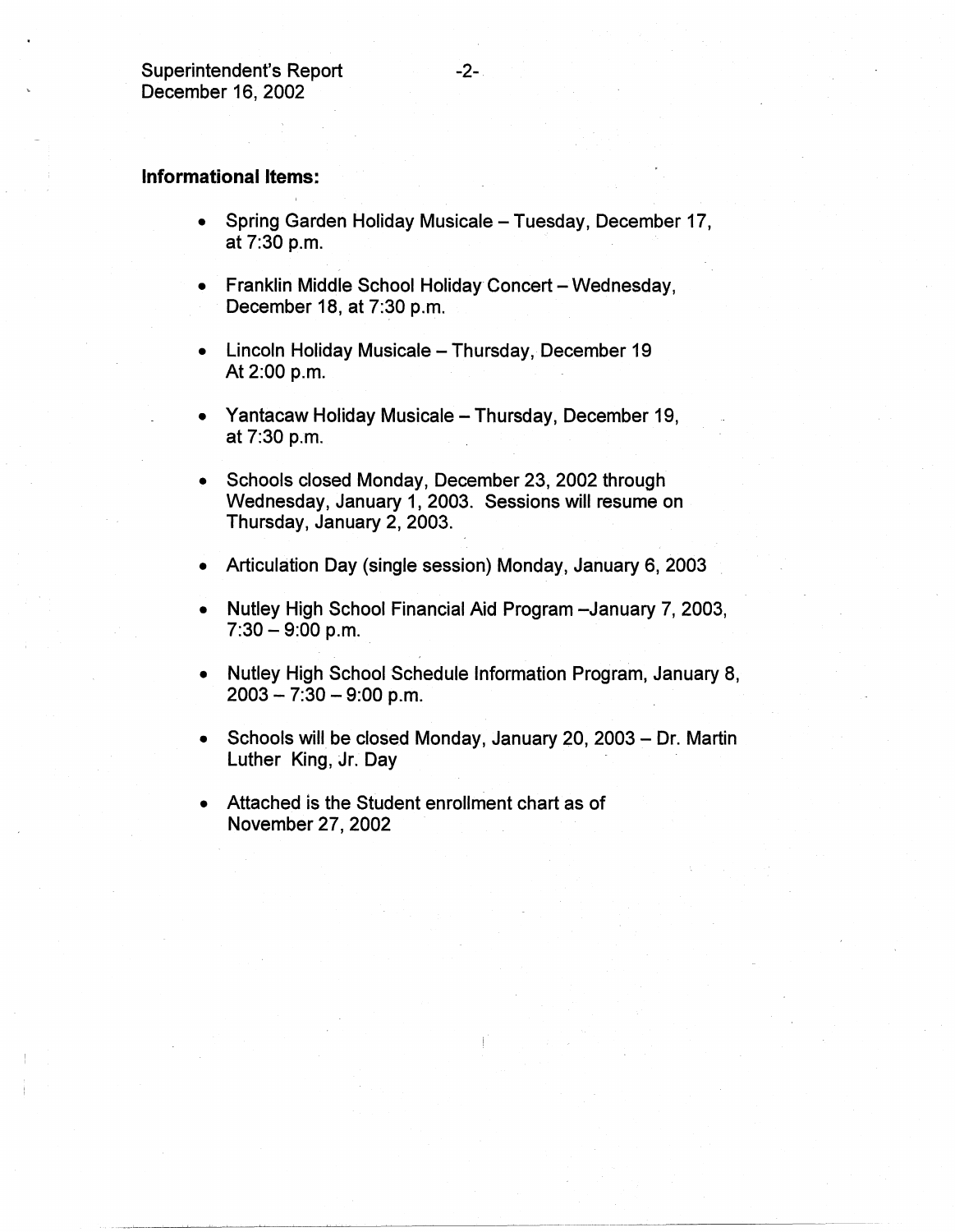**Informational Items:**

- Spring Garden Holiday Musicale – Tuesday, December 17, at 7:30 p.m.

- Franklin Middle School Holiday Concert – Wednesday, December 18, at 7:30 p.m.

- Lincoln Holiday Musicale – Thursday, December 19 At 2:00 p.m.

- Yantacaw Holiday Musicale – Thursday, December 19, at 7:30 p.m.

- Schools closed Monday, December 23, 2002 through Wednesday, January 1, 2003. Sessions will resume on Thursday, January 2, 2003.

- Articulation Day (single session) Monday, January 6, 2003

- Nutley High School Financial Aid Program –January 7, 2003, 7:30 – 9:00 p.m.

- Nutley High School Schedule Information Program, January 8, 2003 – 7:30 – 9:00 p.m.

- Schools will be closed Monday, January 20, 2003 – Dr. Martin Luther King, Jr. Day

- Attached is the Student enrollment chart as of November 27, 2002